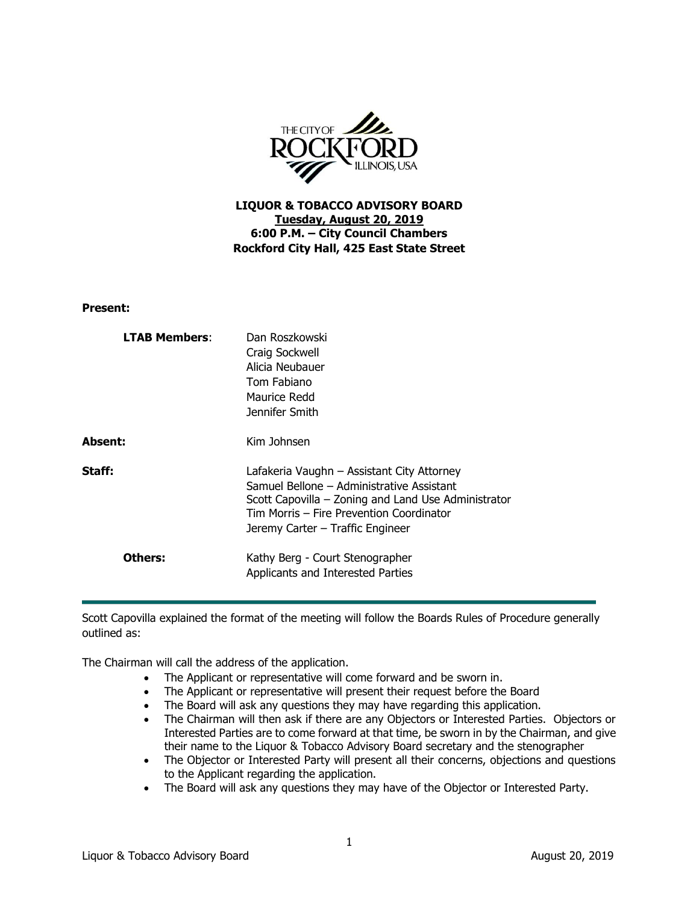**LIQUOR & TOBACCO ADVISORY BOARD**
**Tuesday, August 20, 2019**
**6:00 P.M. – City Council Chambers**
**Rockford City Hall, 425 East State Street**

**Present:**

| | |
|---|---|
| **LTAB Members**: | Dan Roszkowski<br>Craig Sockwell<br>Alicia Neubauer<br>Tom Fabiano<br>Maurice Redd<br>Jennifer Smith |
| **Absent:** | Kim Johnsen |
| **Staff:** | Lafakeria Vaughn – Assistant City Attorney<br>Samuel Bellone – Administrative Assistant<br>Scott Capovilla – Zoning and Land Use Administrator<br>Tim Morris – Fire Prevention Coordinator<br>Jeremy Carter – Traffic Engineer |
| **Others:** | Kathy Berg - Court Stenographer<br>Applicants and Interested Parties |

---

Scott Capovilla explained the format of the meeting will follow the Boards Rules of Procedure generally outlined as:

The Chairman will call the address of the application.

- The Applicant or representative will come forward and be sworn in.
- The Applicant or representative will present their request before the Board
- The Board will ask any questions they may have regarding this application.
- The Chairman will then ask if there are any Objectors or Interested Parties. Objectors or Interested Parties are to come forward at that time, be sworn in by the Chairman, and give their name to the Liquor & Tobacco Advisory Board secretary and the stenographer
- The Objector or Interested Party will present all their concerns, objections and questions to the Applicant regarding the application.
- The Board will ask any questions they may have of the Objector or Interested Party.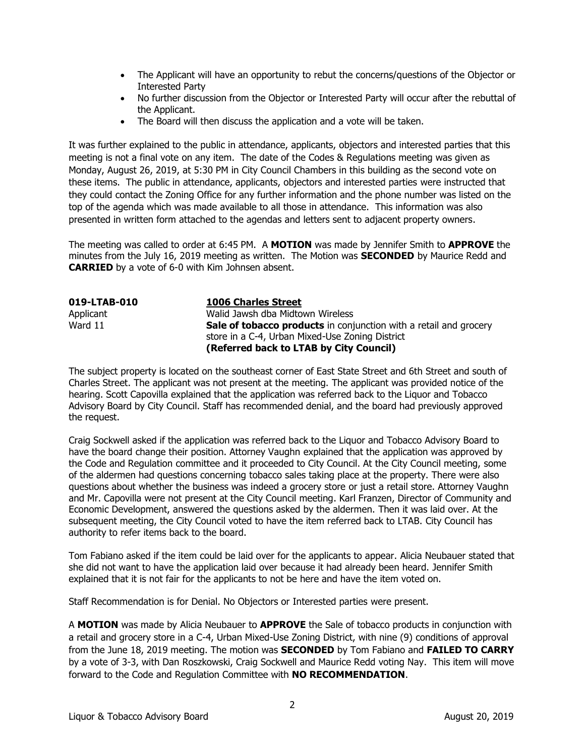- The Applicant will have an opportunity to rebut the concerns/questions of the Objector or Interested Party
- No further discussion from the Objector or Interested Party will occur after the rebuttal of the Applicant.
- The Board will then discuss the application and a vote will be taken.

It was further explained to the public in attendance, applicants, objectors and interested parties that this meeting is not a final vote on any item. The date of the Codes & Regulations meeting was given as Monday, August 26, 2019, at 5:30 PM in City Council Chambers in this building as the second vote on these items. The public in attendance, applicants, objectors and interested parties were instructed that they could contact the Zoning Office for any further information and the phone number was listed on the top of the agenda which was made available to all those in attendance. This information was also presented in written form attached to the agendas and letters sent to adjacent property owners.

The meeting was called to order at 6:45 PM. A **MOTION** was made by Jennifer Smith to **APPROVE** the minutes from the July 16, 2019 meeting as written. The Motion was **SECONDED** by Maurice Redd and **CARRIED** by a vote of 6-0 with Kim Johnsen absent.

**019-LTAB-010** **1006 Charles Street**
Applicant Walid Jawsh dba Midtown Wireless
Ward 11 **Sale of tobacco products** in conjunction with a retail and grocery store in a C-4, Urban Mixed-Use Zoning District
**(Referred back to LTAB by City Council)**

The subject property is located on the southeast corner of East State Street and 6th Street and south of Charles Street. The applicant was not present at the meeting. The applicant was provided notice of the hearing. Scott Capovilla explained that the application was referred back to the Liquor and Tobacco Advisory Board by City Council. Staff has recommended denial, and the board had previously approved the request.

Craig Sockwell asked if the application was referred back to the Liquor and Tobacco Advisory Board to have the board change their position. Attorney Vaughn explained that the application was approved by the Code and Regulation committee and it proceeded to City Council. At the City Council meeting, some of the aldermen had questions concerning tobacco sales taking place at the property. There were also questions about whether the business was indeed a grocery store or just a retail store. Attorney Vaughn and Mr. Capovilla were not present at the City Council meeting. Karl Franzen, Director of Community and Economic Development, answered the questions asked by the aldermen. Then it was laid over. At the subsequent meeting, the City Council voted to have the item referred back to LTAB. City Council has authority to refer items back to the board.

Tom Fabiano asked if the item could be laid over for the applicants to appear. Alicia Neubauer stated that she did not want to have the application laid over because it had already been heard. Jennifer Smith explained that it is not fair for the applicants to not be here and have the item voted on.

Staff Recommendation is for Denial. No Objectors or Interested parties were present.

A **MOTION** was made by Alicia Neubauer to **APPROVE** the Sale of tobacco products in conjunction with a retail and grocery store in a C-4, Urban Mixed-Use Zoning District, with nine (9) conditions of approval from the June 18, 2019 meeting. The motion was **SECONDED** by Tom Fabiano and **FAILED TO CARRY** by a vote of 3-3, with Dan Roszkowski, Craig Sockwell and Maurice Redd voting Nay. This item will move forward to the Code and Regulation Committee with **NO RECOMMENDATION**.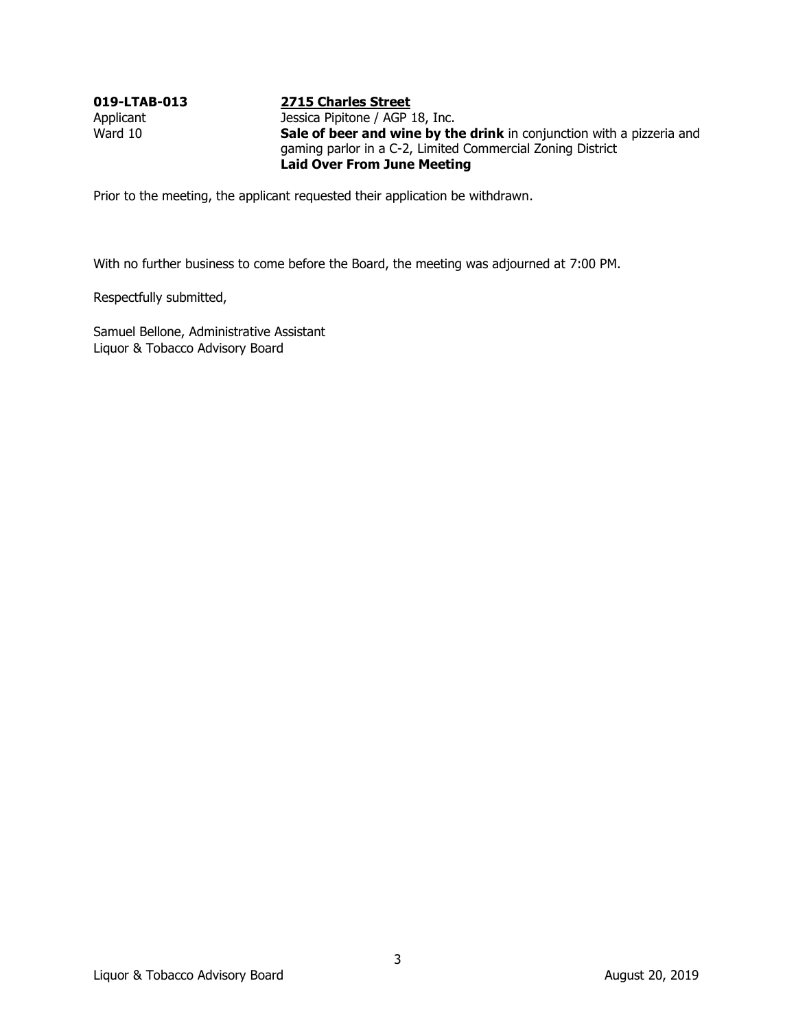**019-LTAB-013** **2715 Charles Street**

Applicant Jessica Pipitone / AGP 18, Inc.

Ward 10 **Sale of beer and wine by the drink** in conjunction with a pizzeria and gaming parlor in a C-2, Limited Commercial Zoning District

**Laid Over From June Meeting**

Prior to the meeting, the applicant requested their application be withdrawn.

With no further business to come before the Board, the meeting was adjourned at 7:00 PM.

Respectfully submitted,

Samuel Bellone, Administrative Assistant
Liquor & Tobacco Advisory Board